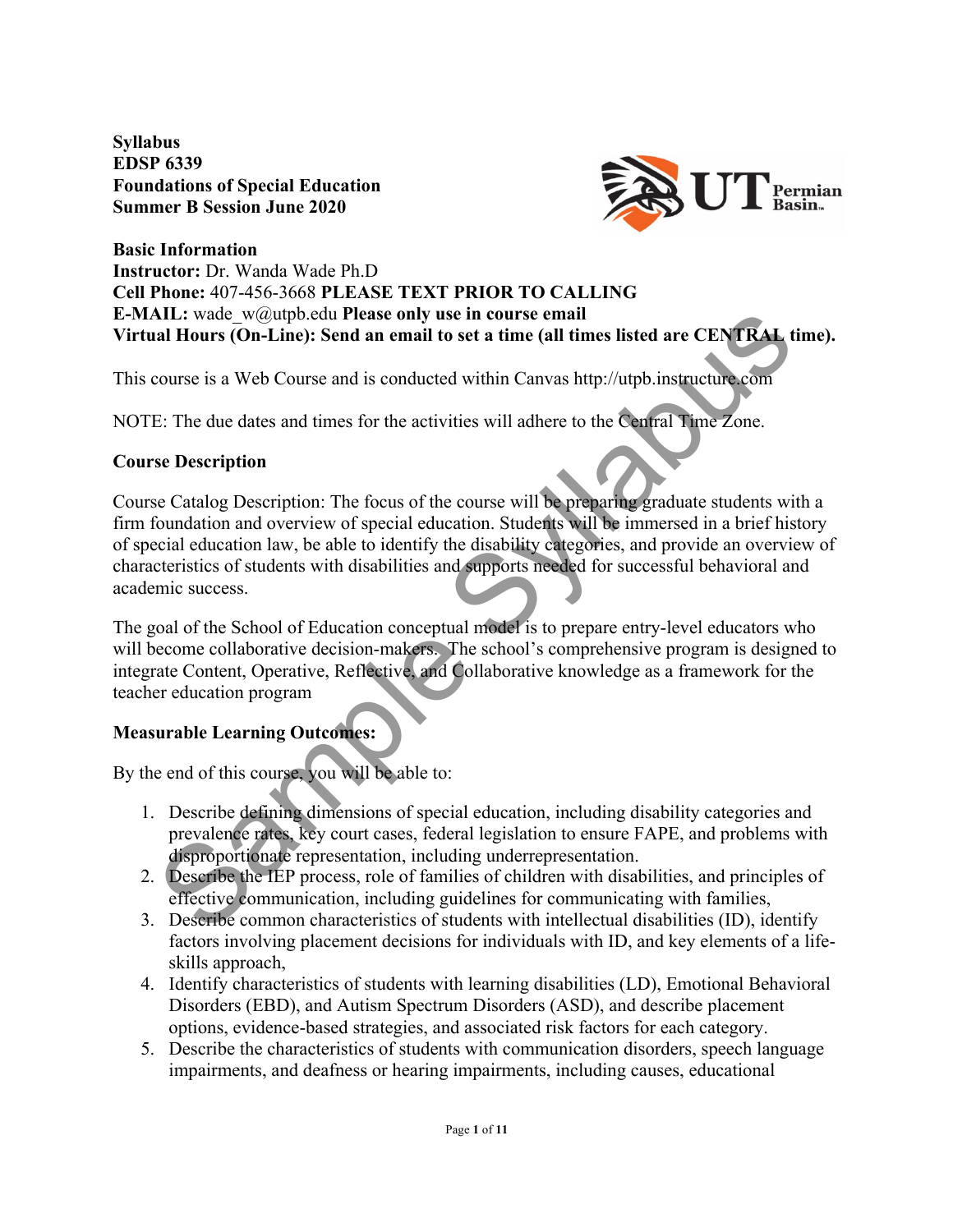**Syllabus**
**EDSP 6339**
**Foundations of Special Education**
**Summer B Session June 2020**

**Basic Information**
**Instructor:** Dr. Wanda Wade Ph.D
**Cell Phone:** 407-456-3668 **PLEASE TEXT PRIOR TO CALLING**
**E-MAIL:** wade_w@utpb.edu **Please only use in course email**
**Virtual Hours (On-Line): Send an email to set a time (all times listed are CENTRAL time).**

This course is a Web Course and is conducted within Canvas http://utpb.instructure.com

NOTE: The due dates and times for the activities will adhere to the Central Time Zone.

## Course Description

Course Catalog Description: The focus of the course will be preparing graduate students with a firm foundation and overview of special education. Students will be immersed in a brief history of special education law, be able to identify the disability categories, and provide an overview of characteristics of students with disabilities and supports needed for successful behavioral and academic success.

The goal of the School of Education conceptual model is to prepare entry-level educators who will become collaborative decision-makers. The school's comprehensive program is designed to integrate Content, Operative, Reflective, and Collaborative knowledge as a framework for the teacher education program

## Measurable Learning Outcomes:

By the end of this course, you will be able to:

1. Describe defining dimensions of special education, including disability categories and prevalence rates, key court cases, federal legislation to ensure FAPE, and problems with disproportionate representation, including underrepresentation.
2. Describe the IEP process, role of families of children with disabilities, and principles of effective communication, including guidelines for communicating with families,
3. Describe common characteristics of students with intellectual disabilities (ID), identify factors involving placement decisions for individuals with ID, and key elements of a life-skills approach,
4. Identify characteristics of students with learning disabilities (LD), Emotional Behavioral Disorders (EBD), and Autism Spectrum Disorders (ASD), and describe placement options, evidence-based strategies, and associated risk factors for each category.
5. Describe the characteristics of students with communication disorders, speech language impairments, and deafness or hearing impairments, including causes, educational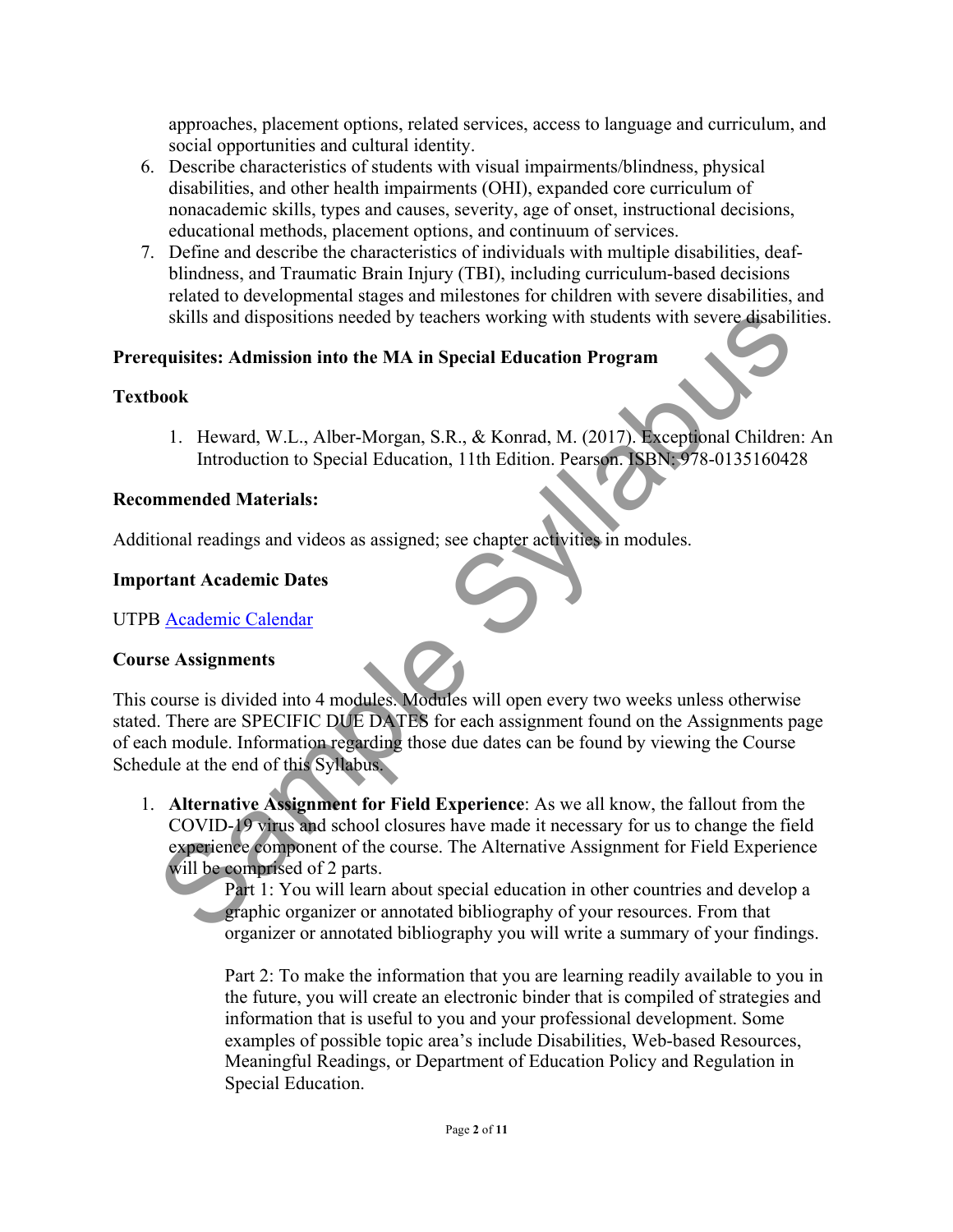approaches, placement options, related services, access to language and curriculum, and social opportunities and cultural identity.

6. Describe characteristics of students with visual impairments/blindness, physical disabilities, and other health impairments (OHI), expanded core curriculum of nonacademic skills, types and causes, severity, age of onset, instructional decisions, educational methods, placement options, and continuum of services.
7. Define and describe the characteristics of individuals with multiple disabilities, deaf-blindness, and Traumatic Brain Injury (TBI), including curriculum-based decisions related to developmental stages and milestones for children with severe disabilities, and skills and dispositions needed by teachers working with students with severe disabilities.

**Prerequisites: Admission into the MA in Special Education Program**

**Textbook**

1. Heward, W.L., Alber-Morgan, S.R., & Konrad, M. (2017). Exceptional Children: An Introduction to Special Education, 11th Edition. Pearson. ISBN: 978-0135160428

**Recommended Materials:**

Additional readings and videos as assigned; see chapter activities in modules.

**Important Academic Dates**

UTPB Academic Calendar

**Course Assignments**

This course is divided into 4 modules. Modules will open every two weeks unless otherwise stated. There are SPECIFIC DUE DATES for each assignment found on the Assignments page of each module. Information regarding those due dates can be found by viewing the Course Schedule at the end of this Syllabus.

1. **Alternative Assignment for Field Experience**: As we all know, the fallout from the COVID-19 virus and school closures have made it necessary for us to change the field experience component of the course. The Alternative Assignment for Field Experience will be comprised of 2 parts.

   Part 1: You will learn about special education in other countries and develop a graphic organizer or annotated bibliography of your resources. From that organizer or annotated bibliography you will write a summary of your findings.

   Part 2: To make the information that you are learning readily available to you in the future, you will create an electronic binder that is compiled of strategies and information that is useful to you and your professional development. Some examples of possible topic area's include Disabilities, Web-based Resources, Meaningful Readings, or Department of Education Policy and Regulation in Special Education.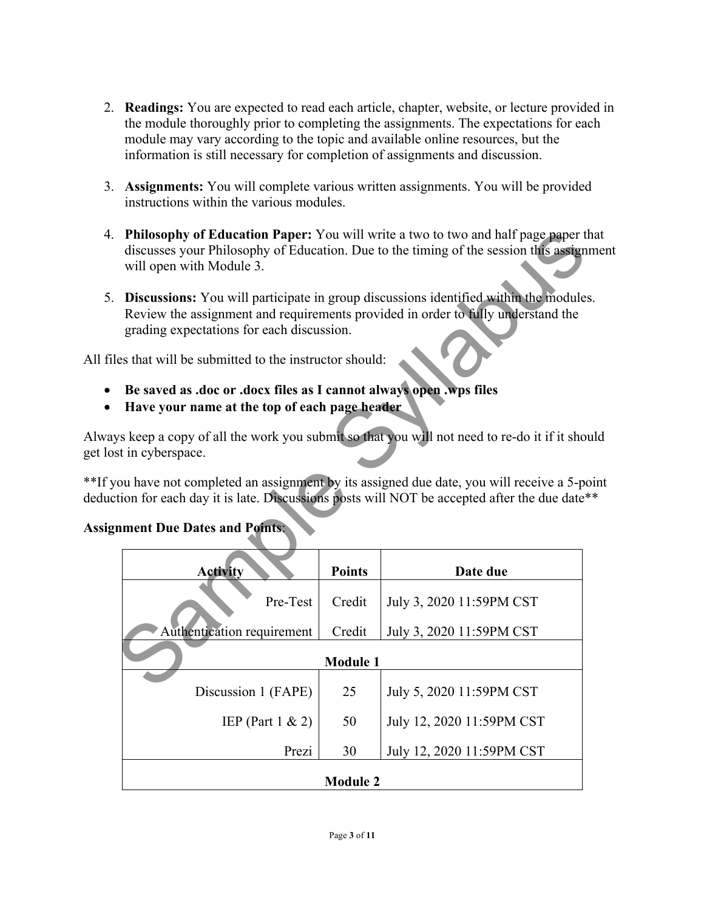2. **Readings:** You are expected to read each article, chapter, website, or lecture provided in the module thoroughly prior to completing the assignments. The expectations for each module may vary according to the topic and available online resources, but the information is still necessary for completion of assignments and discussion.

3. **Assignments:** You will complete various written assignments. You will be provided instructions within the various modules.

4. **Philosophy of Education Paper:** You will write a two to two and half page paper that discusses your Philosophy of Education. Due to the timing of the session this assignment will open with Module 3.

5. **Discussions:** You will participate in group discussions identified within the modules. Review the assignment and requirements provided in order to fully understand the grading expectations for each discussion.

All files that will be submitted to the instructor should:

- **Be saved as .doc or .docx files as I cannot always open .wps files**
- **Have your name at the top of each page header**

Always keep a copy of all the work you submit so that you will not need to re-do it if it should get lost in cyberspace.

**If you have not completed an assignment by its assigned due date, you will receive a 5-point deduction for each day it is late. Discussions posts will NOT be accepted after the due date**

**Assignment Due Dates and Points**:

| Activity | Points | Date due |
|---|---|---|
| Pre-Test | Credit | July 3, 2020 11:59PM CST |
| Authentication requirement | Credit | July 3, 2020 11:59PM CST |
| **Module 1** | | |
| Discussion 1 (FAPE) | 25 | July 5, 2020 11:59PM CST |
| IEP (Part 1 & 2) | 50 | July 12, 2020 11:59PM CST |
| Prezi | 30 | July 12, 2020 11:59PM CST |
| **Module 2** | | |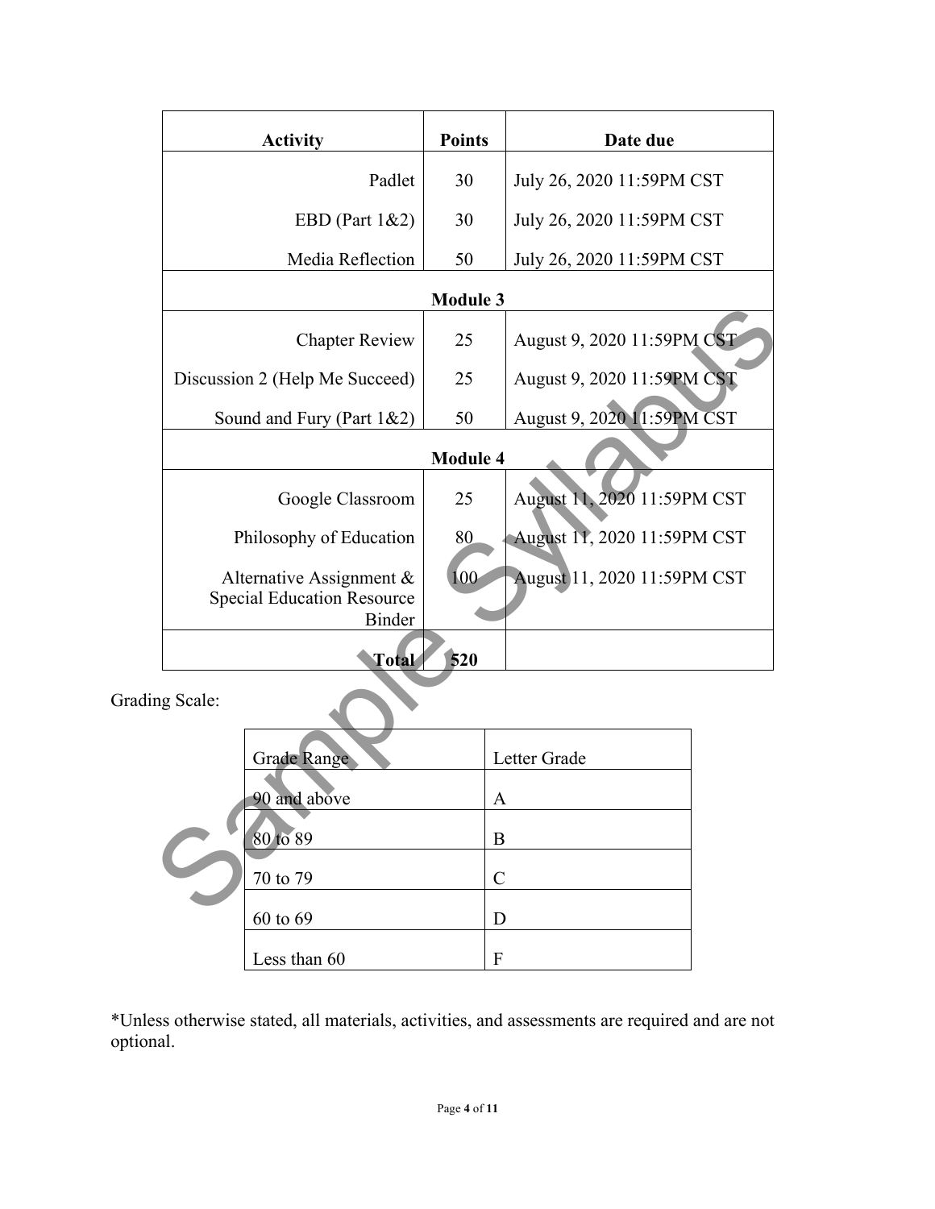| Activity | Points | Date due |
|---|---|---|
| Padlet | 30 | July 26, 2020 11:59PM CST |
| EBD (Part 1&2) | 30 | July 26, 2020 11:59PM CST |
| Media Reflection | 50 | July 26, 2020 11:59PM CST |
| **Module 3** | | |
| Chapter Review | 25 | August 9, 2020 11:59PM CST |
| Discussion 2 (Help Me Succeed) | 25 | August 9, 2020 11:59PM CST |
| Sound and Fury (Part 1&2) | 50 | August 9, 2020 11:59PM CST |
| **Module 4** | | |
| Google Classroom | 25 | August 11, 2020 11:59PM CST |
| Philosophy of Education | 80 | August 11, 2020 11:59PM CST |
| Alternative Assignment & Special Education Resource Binder | 100 | August 11, 2020 11:59PM CST |
| **Total** | **520** | |

Grading Scale:

| Grade Range | Letter Grade |
|---|---|
| 90 and above | A |
| 80 to 89 | B |
| 70 to 79 | C |
| 60 to 69 | D |
| Less than 60 | F |

*Unless otherwise stated, all materials, activities, and assessments are required and are not optional.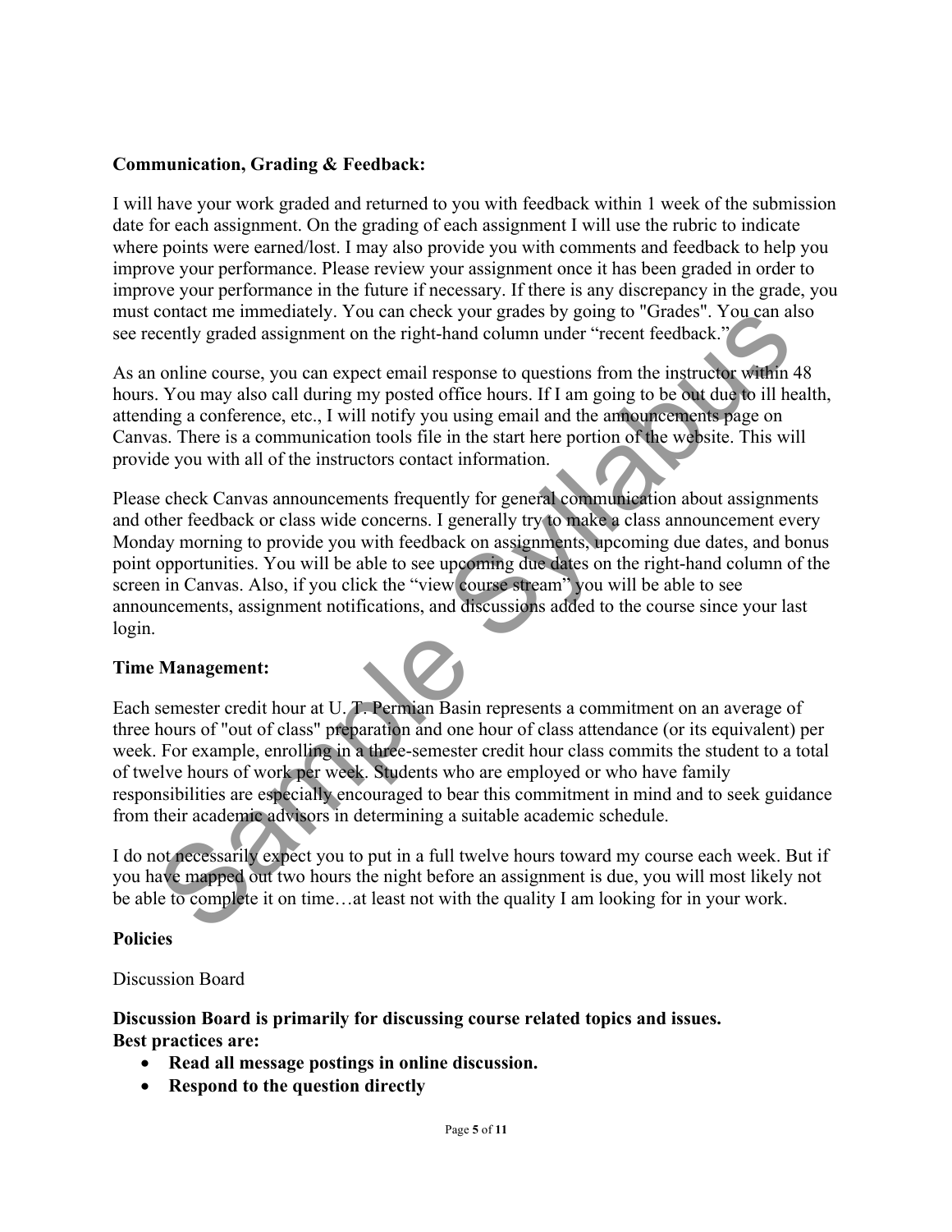**Communication, Grading & Feedback:**

I will have your work graded and returned to you with feedback within 1 week of the submission date for each assignment. On the grading of each assignment I will use the rubric to indicate where points were earned/lost. I may also provide you with comments and feedback to help you improve your performance. Please review your assignment once it has been graded in order to improve your performance in the future if necessary. If there is any discrepancy in the grade, you must contact me immediately. You can check your grades by going to "Grades". You can also see recently graded assignment on the right-hand column under "recent feedback."

As an online course, you can expect email response to questions from the instructor within 48 hours. You may also call during my posted office hours. If I am going to be out due to ill health, attending a conference, etc., I will notify you using email and the announcements page on Canvas. There is a communication tools file in the start here portion of the website. This will provide you with all of the instructors contact information.

Please check Canvas announcements frequently for general communication about assignments and other feedback or class wide concerns. I generally try to make a class announcement every Monday morning to provide you with feedback on assignments, upcoming due dates, and bonus point opportunities. You will be able to see upcoming due dates on the right-hand column of the screen in Canvas. Also, if you click the "view course stream" you will be able to see announcements, assignment notifications, and discussions added to the course since your last login.

**Time Management:**

Each semester credit hour at U. T. Permian Basin represents a commitment on an average of three hours of "out of class" preparation and one hour of class attendance (or its equivalent) per week. For example, enrolling in a three-semester credit hour class commits the student to a total of twelve hours of work per week. Students who are employed or who have family responsibilities are especially encouraged to bear this commitment in mind and to seek guidance from their academic advisors in determining a suitable academic schedule.

I do not necessarily expect you to put in a full twelve hours toward my course each week. But if you have mapped out two hours the night before an assignment is due, you will most likely not be able to complete it on time…at least not with the quality I am looking for in your work.

**Policies**

Discussion Board

**Discussion Board is primarily for discussing course related topics and issues.**
**Best practices are:**

- **Read all message postings in online discussion.**
- **Respond to the question directly**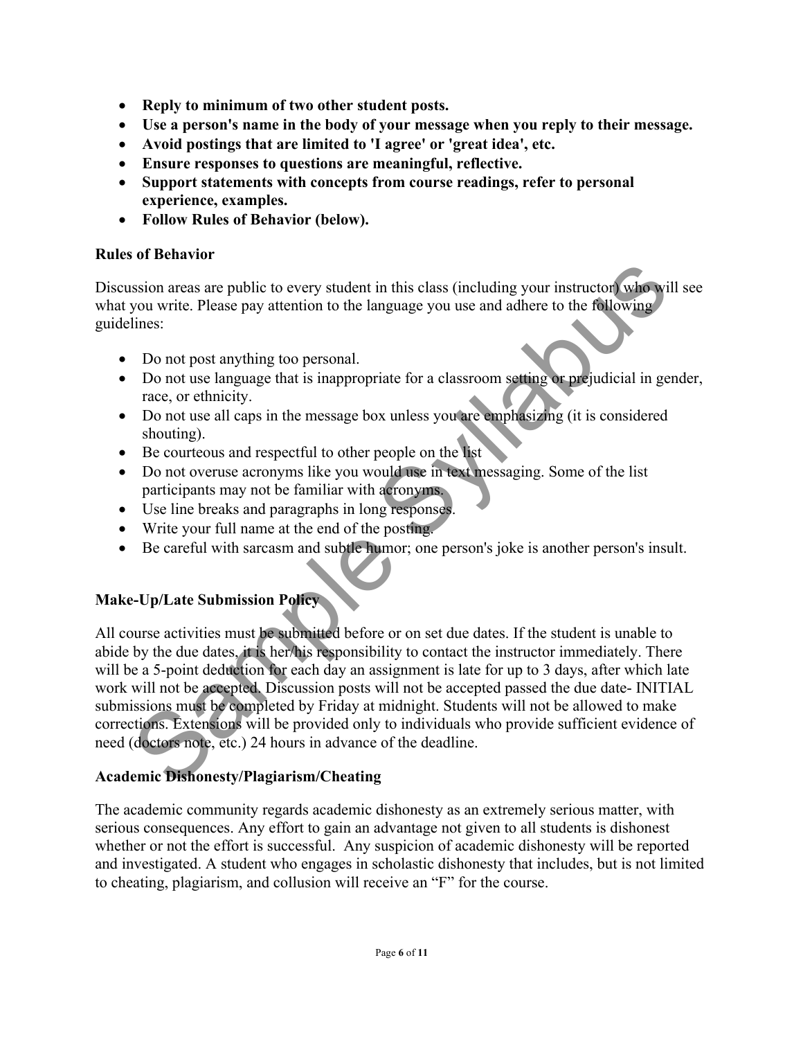- **Reply to minimum of two other student posts.**
- **Use a person's name in the body of your message when you reply to their message.**
- **Avoid postings that are limited to 'I agree' or 'great idea', etc.**
- **Ensure responses to questions are meaningful, reflective.**
- **Support statements with concepts from course readings, refer to personal experience, examples.**
- **Follow Rules of Behavior (below).**

### Rules of Behavior

Discussion areas are public to every student in this class (including your instructor) who will see what you write. Please pay attention to the language you use and adhere to the following guidelines:

- Do not post anything too personal.
- Do not use language that is inappropriate for a classroom setting or prejudicial in gender, race, or ethnicity.
- Do not use all caps in the message box unless you are emphasizing (it is considered shouting).
- Be courteous and respectful to other people on the list
- Do not overuse acronyms like you would use in text messaging. Some of the list participants may not be familiar with acronyms.
- Use line breaks and paragraphs in long responses.
- Write your full name at the end of the posting.
- Be careful with sarcasm and subtle humor; one person's joke is another person's insult.

### Make-Up/Late Submission Policy

All course activities must be submitted before or on set due dates. If the student is unable to abide by the due dates, it is her/his responsibility to contact the instructor immediately. There will be a 5-point deduction for each day an assignment is late for up to 3 days, after which late work will not be accepted. Discussion posts will not be accepted passed the due date- INITIAL submissions must be completed by Friday at midnight. Students will not be allowed to make corrections. Extensions will be provided only to individuals who provide sufficient evidence of need (doctors note, etc.) 24 hours in advance of the deadline.

### Academic Dishonesty/Plagiarism/Cheating

The academic community regards academic dishonesty as an extremely serious matter, with serious consequences. Any effort to gain an advantage not given to all students is dishonest whether or not the effort is successful. Any suspicion of academic dishonesty will be reported and investigated. A student who engages in scholastic dishonesty that includes, but is not limited to cheating, plagiarism, and collusion will receive an "F" for the course.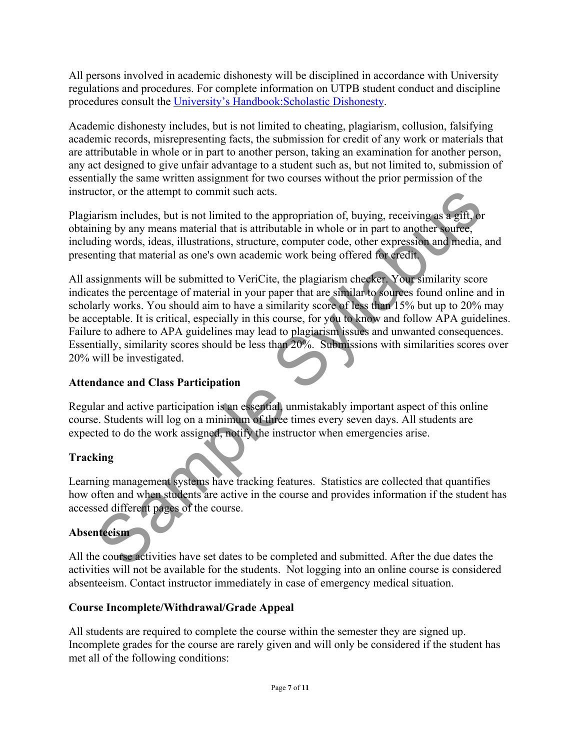All persons involved in academic dishonesty will be disciplined in accordance with University regulations and procedures. For complete information on UTPB student conduct and discipline procedures consult the [University's Handbook:Scholastic Dishonesty].

Academic dishonesty includes, but is not limited to cheating, plagiarism, collusion, falsifying academic records, misrepresenting facts, the submission for credit of any work or materials that are attributable in whole or in part to another person, taking an examination for another person, any act designed to give unfair advantage to a student such as, but not limited to, submission of essentially the same written assignment for two courses without the prior permission of the instructor, or the attempt to commit such acts.

Plagiarism includes, but is not limited to the appropriation of, buying, receiving as a gift, or obtaining by any means material that is attributable in whole or in part to another source, including words, ideas, illustrations, structure, computer code, other expression and media, and presenting that material as one's own academic work being offered for credit.

All assignments will be submitted to VeriCite, the plagiarism checker. Your similarity score indicates the percentage of material in your paper that are similar to sources found online and in scholarly works. You should aim to have a similarity score of less than 15% but up to 20% may be acceptable. It is critical, especially in this course, for you to know and follow APA guidelines. Failure to adhere to APA guidelines may lead to plagiarism issues and unwanted consequences. Essentially, similarity scores should be less than 20%. Submissions with similarities scores over 20% will be investigated.

**Attendance and Class Participation**

Regular and active participation is an essential, unmistakably important aspect of this online course. Students will log on a minimum of three times every seven days. All students are expected to do the work assigned, notify the instructor when emergencies arise.

**Tracking**

Learning management systems have tracking features. Statistics are collected that quantifies how often and when students are active in the course and provides information if the student has accessed different pages of the course.

**Absenteeism**

All the course activities have set dates to be completed and submitted. After the due dates the activities will not be available for the students. Not logging into an online course is considered absenteeism. Contact instructor immediately in case of emergency medical situation.

**Course Incomplete/Withdrawal/Grade Appeal**

All students are required to complete the course within the semester they are signed up. Incomplete grades for the course are rarely given and will only be considered if the student has met all of the following conditions: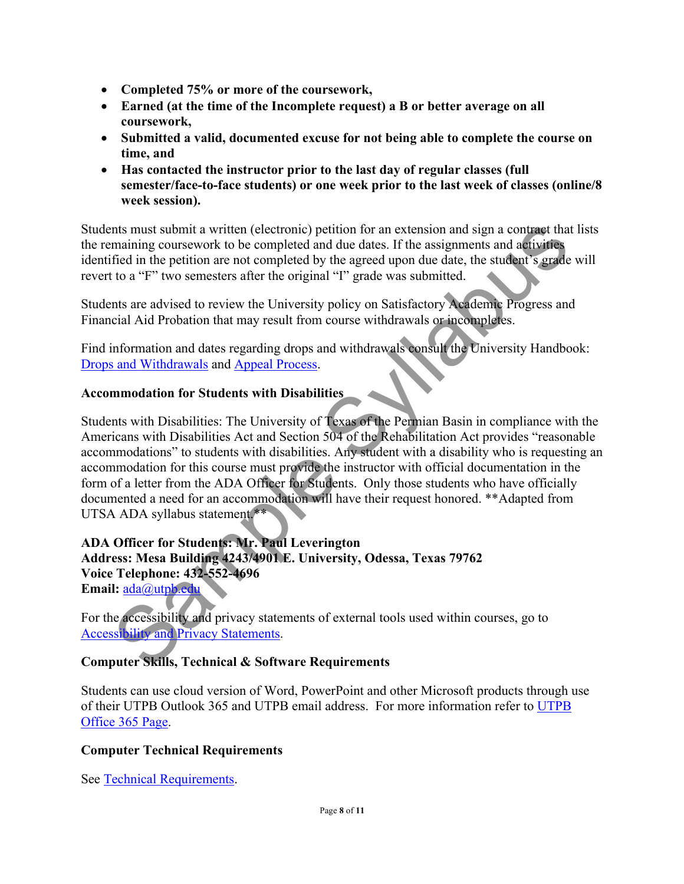- **Completed 75% or more of the coursework,**
- **Earned (at the time of the Incomplete request) a B or better average on all coursework,**
- **Submitted a valid, documented excuse for not being able to complete the course on time, and**
- **Has contacted the instructor prior to the last day of regular classes (full semester/face-to-face students) or one week prior to the last week of classes (online/8 week session).**

Students must submit a written (electronic) petition for an extension and sign a contract that lists the remaining coursework to be completed and due dates. If the assignments and activities identified in the petition are not completed by the agreed upon due date, the student's grade will revert to a "F" two semesters after the original "I" grade was submitted.

Students are advised to review the University policy on Satisfactory Academic Progress and Financial Aid Probation that may result from course withdrawals or incompletes.

Find information and dates regarding drops and withdrawals consult the University Handbook: Drops and Withdrawals and Appeal Process.

### Accommodation for Students with Disabilities

Students with Disabilities: The University of Texas of the Permian Basin in compliance with the Americans with Disabilities Act and Section 504 of the Rehabilitation Act provides "reasonable accommodations" to students with disabilities. Any student with a disability who is requesting an accommodation for this course must provide the instructor with official documentation in the form of a letter from the ADA Officer for Students. Only those students who have officially documented a need for an accommodation will have their request honored. **Adapted from UTSA ADA syllabus statement.**

**ADA Officer for Students: Mr. Paul Leverington**
**Address: Mesa Building 4243/4901 E. University, Odessa, Texas 79762**
**Voice Telephone: 432-552-4696**
**Email:** ada@utpb.edu

For the accessibility and privacy statements of external tools used within courses, go to Accessibility and Privacy Statements.

### Computer Skills, Technical & Software Requirements

Students can use cloud version of Word, PowerPoint and other Microsoft products through use of their UTPB Outlook 365 and UTPB email address. For more information refer to UTPB Office 365 Page.

### Computer Technical Requirements

See Technical Requirements.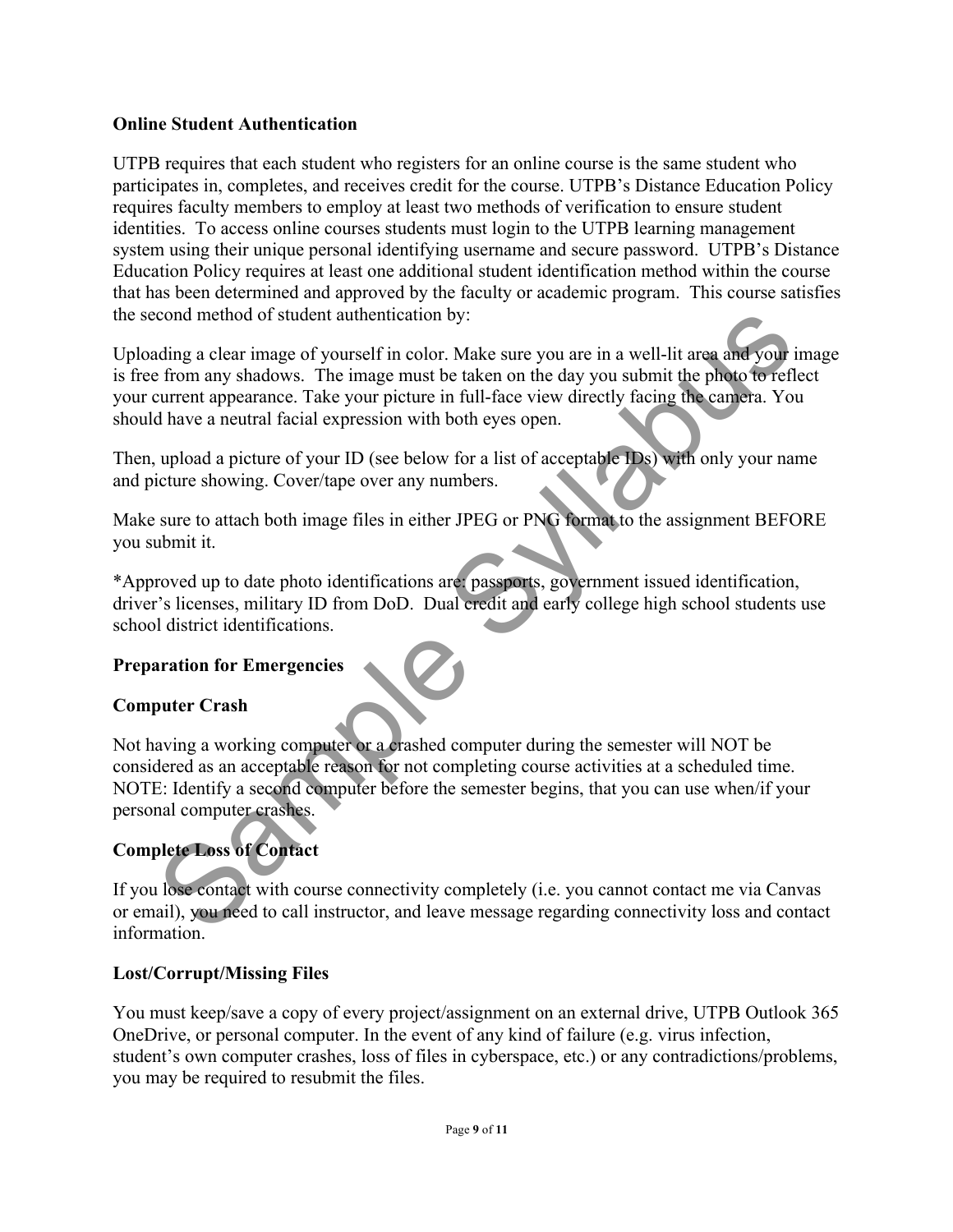**Online Student Authentication**

UTPB requires that each student who registers for an online course is the same student who participates in, completes, and receives credit for the course. UTPB's Distance Education Policy requires faculty members to employ at least two methods of verification to ensure student identities. To access online courses students must login to the UTPB learning management system using their unique personal identifying username and secure password. UTPB's Distance Education Policy requires at least one additional student identification method within the course that has been determined and approved by the faculty or academic program. This course satisfies the second method of student authentication by:

Uploading a clear image of yourself in color. Make sure you are in a well-lit area and your image is free from any shadows. The image must be taken on the day you submit the photo to reflect your current appearance. Take your picture in full-face view directly facing the camera. You should have a neutral facial expression with both eyes open.

Then, upload a picture of your ID (see below for a list of acceptable IDs) with only your name and picture showing. Cover/tape over any numbers.

Make sure to attach both image files in either JPEG or PNG format to the assignment BEFORE you submit it.

*Approved up to date photo identifications are: passports, government issued identification, driver's licenses, military ID from DoD. Dual credit and early college high school students use school district identifications.

**Preparation for Emergencies**

**Computer Crash**

Not having a working computer or a crashed computer during the semester will NOT be considered as an acceptable reason for not completing course activities at a scheduled time. NOTE: Identify a second computer before the semester begins, that you can use when/if your personal computer crashes.

**Complete Loss of Contact**

If you lose contact with course connectivity completely (i.e. you cannot contact me via Canvas or email), you need to call instructor, and leave message regarding connectivity loss and contact information.

**Lost/Corrupt/Missing Files**

You must keep/save a copy of every project/assignment on an external drive, UTPB Outlook 365 OneDrive, or personal computer. In the event of any kind of failure (e.g. virus infection, student's own computer crashes, loss of files in cyberspace, etc.) or any contradictions/problems, you may be required to resubmit the files.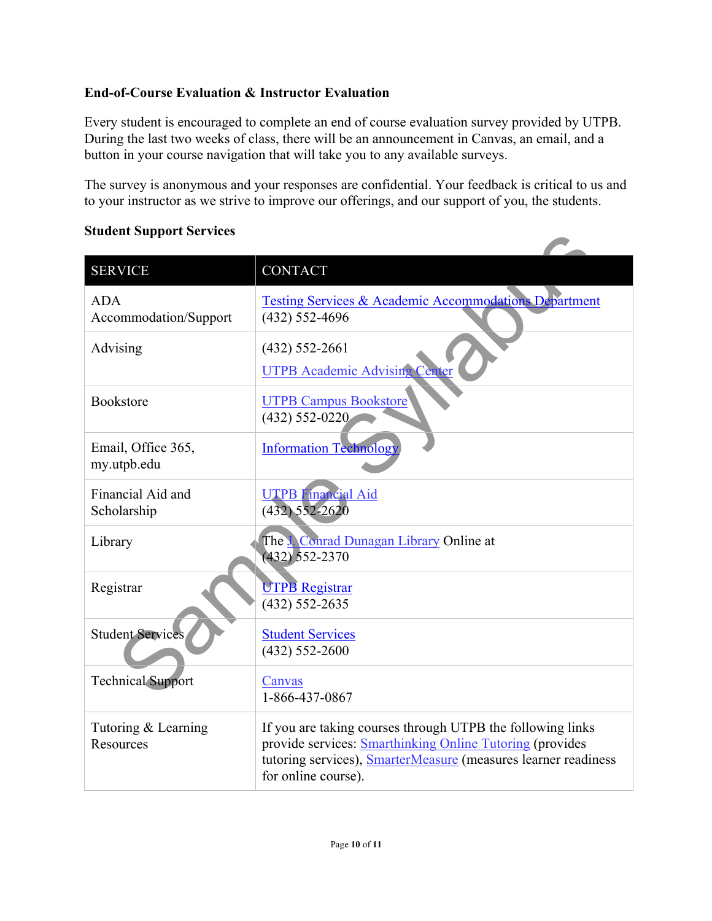**End-of-Course Evaluation & Instructor Evaluation**

Every student is encouraged to complete an end of course evaluation survey provided by UTPB. During the last two weeks of class, there will be an announcement in Canvas, an email, and a button in your course navigation that will take you to any available surveys.

The survey is anonymous and your responses are confidential. Your feedback is critical to us and to your instructor as we strive to improve our offerings, and our support of you, the students.

**Student Support Services**

| SERVICE | CONTACT |
|---|---|
| ADA Accommodation/Support | Testing Services & Academic Accommodations Department (432) 552-4696 |
| Advising | (432) 552-2661 UTPB Academic Advising Center |
| Bookstore | UTPB Campus Bookstore (432) 552-0220 |
| Email, Office 365, my.utpb.edu | Information Technology |
| Financial Aid and Scholarship | UTPB Financial Aid (432) 552-2620 |
| Library | The J. Conrad Dunagan Library Online at (432) 552-2370 |
| Registrar | UTPB Registrar (432) 552-2635 |
| Student Services | Student Services (432) 552-2600 |
| Technical Support | Canvas 1-866-437-0867 |
| Tutoring & Learning Resources | If you are taking courses through UTPB the following links provide services: Smarthinking Online Tutoring (provides tutoring services), SmarterMeasure (measures learner readiness for online course). |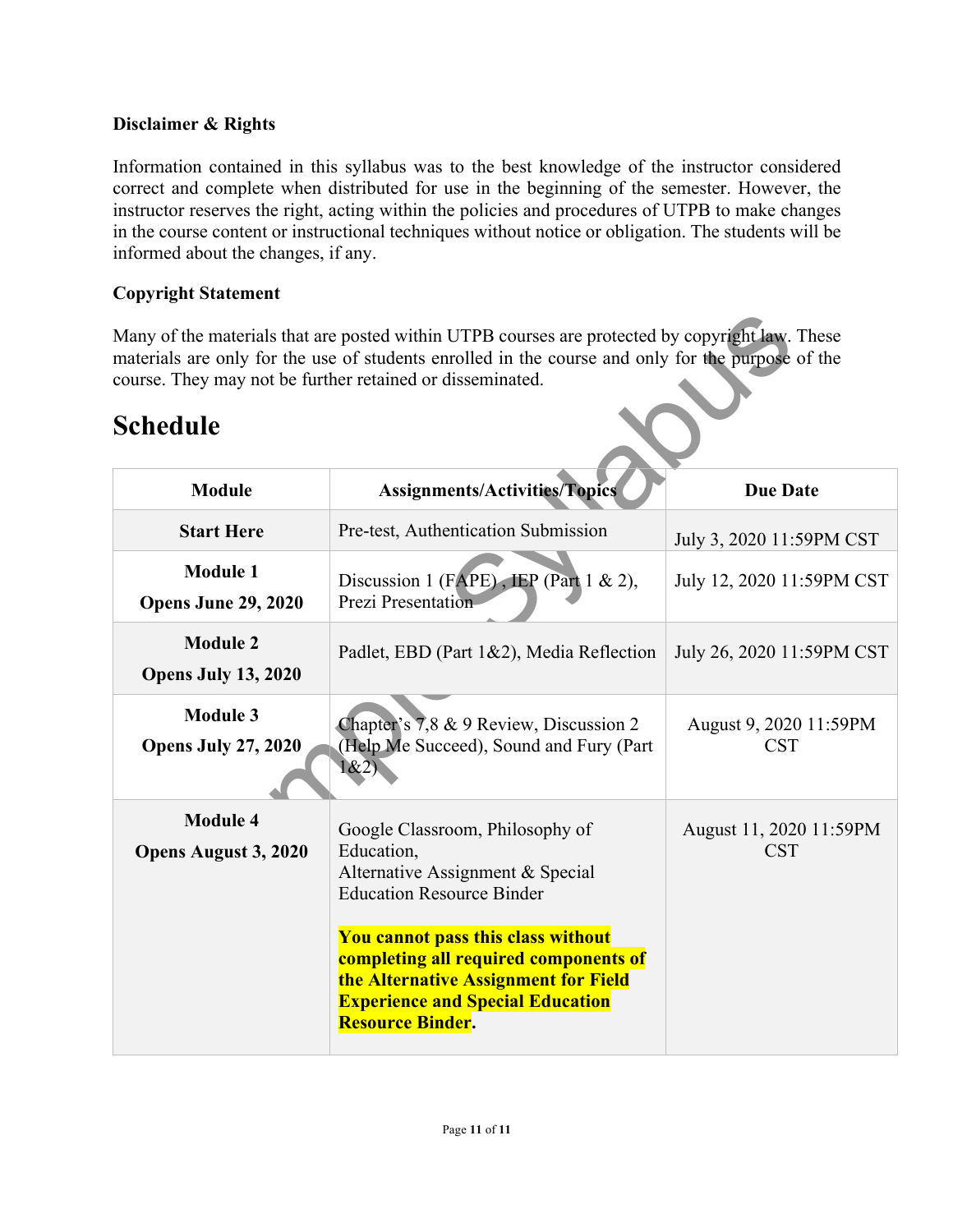**Disclaimer & Rights**

Information contained in this syllabus was to the best knowledge of the instructor considered correct and complete when distributed for use in the beginning of the semester. However, the instructor reserves the right, acting within the policies and procedures of UTPB to make changes in the course content or instructional techniques without notice or obligation. The students will be informed about the changes, if any.

**Copyright Statement**

Many of the materials that are posted within UTPB courses are protected by copyright law. These materials are only for the use of students enrolled in the course and only for the purpose of the course. They may not be further retained or disseminated.

# Schedule

| Module | Assignments/Activities/Topics | Due Date |
|---|---|---|
| **Start Here** | Pre-test, Authentication Submission | July 3, 2020 11:59PM CST |
| **Module 1**<br>**Opens June 29, 2020** | Discussion 1 (FAPE) , IEP (Part 1 & 2), Prezi Presentation | July 12, 2020 11:59PM CST |
| **Module 2**<br>**Opens July 13, 2020** | Padlet, EBD (Part 1&2), Media Reflection | July 26, 2020 11:59PM CST |
| **Module 3**<br>**Opens July 27, 2020** | Chapter's 7,8 & 9 Review, Discussion 2 (Help Me Succeed), Sound and Fury (Part 1&2) | August 9, 2020 11:59PM CST |
| **Module 4**<br>**Opens August 3, 2020** | Google Classroom, Philosophy of Education,<br>Alternative Assignment & Special Education Resource Binder<br><br>**You cannot pass this class without completing all required components of the Alternative Assignment for Field Experience and Special Education Resource Binder.** | August 11, 2020 11:59PM CST |